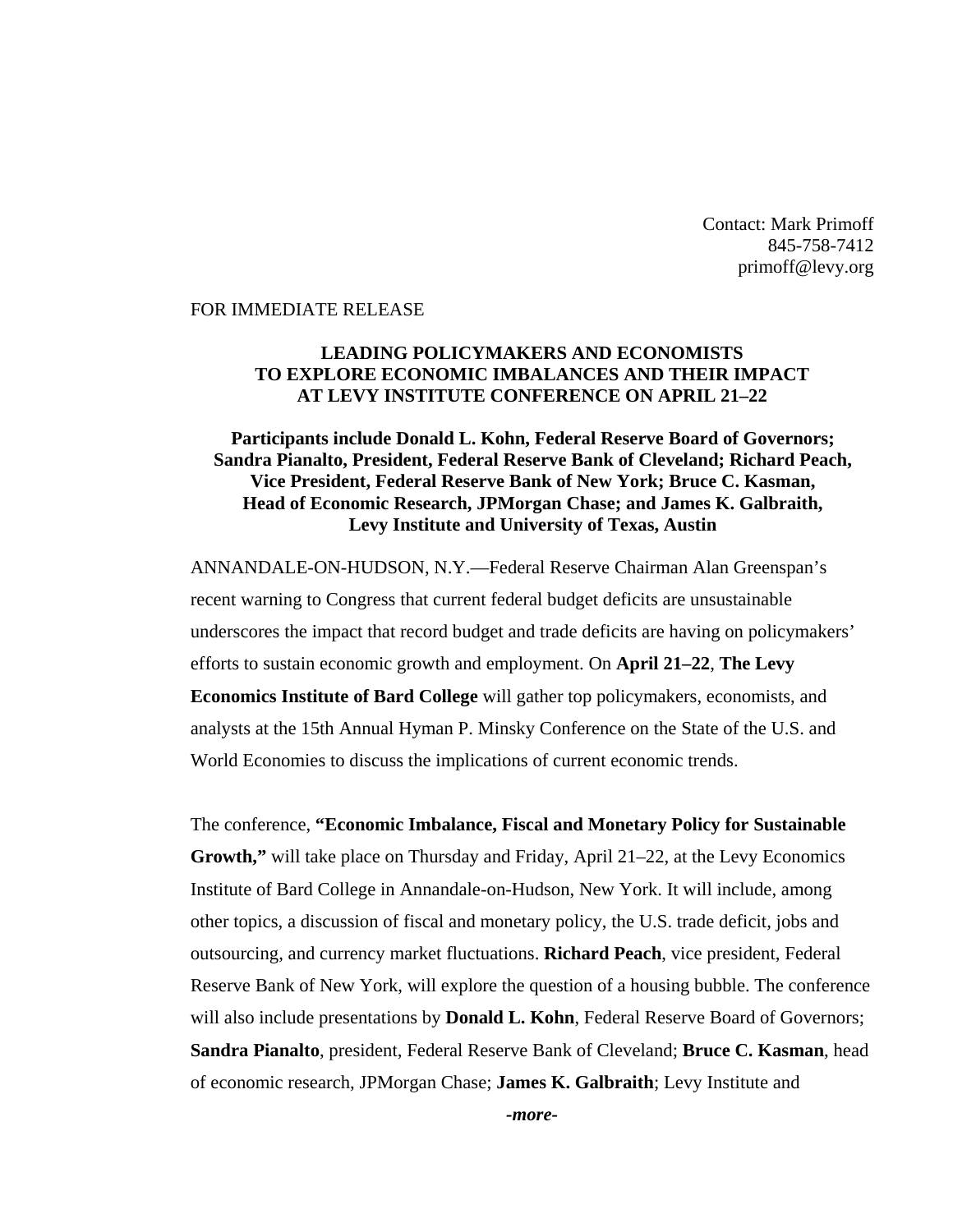Contact: Mark Primoff
845-758-7412
primoff@levy.org

FOR IMMEDIATE RELEASE

**LEADING POLICYMAKERS AND ECONOMISTS TO EXPLORE ECONOMIC IMBALANCES AND THEIR IMPACT AT LEVY INSTITUTE CONFERENCE ON APRIL 21–22**

**Participants include Donald L. Kohn, Federal Reserve Board of Governors; Sandra Pianalto, President, Federal Reserve Bank of Cleveland; Richard Peach, Vice President, Federal Reserve Bank of New York; Bruce C. Kasman, Head of Economic Research, JPMorgan Chase; and James K. Galbraith, Levy Institute and University of Texas, Austin**

ANNANDALE-ON-HUDSON, N.Y.—Federal Reserve Chairman Alan Greenspan's recent warning to Congress that current federal budget deficits are unsustainable underscores the impact that record budget and trade deficits are having on policymakers' efforts to sustain economic growth and employment. On **April 21–22**, **The Levy Economics Institute of Bard College** will gather top policymakers, economists, and analysts at the 15th Annual Hyman P. Minsky Conference on the State of the U.S. and World Economies to discuss the implications of current economic trends.

The conference, **"Economic Imbalance, Fiscal and Monetary Policy for Sustainable Growth,"** will take place on Thursday and Friday, April 21–22, at the Levy Economics Institute of Bard College in Annandale-on-Hudson, New York. It will include, among other topics, a discussion of fiscal and monetary policy, the U.S. trade deficit, jobs and outsourcing, and currency market fluctuations. **Richard Peach**, vice president, Federal Reserve Bank of New York, will explore the question of a housing bubble. The conference will also include presentations by **Donald L. Kohn**, Federal Reserve Board of Governors; **Sandra Pianalto**, president, Federal Reserve Bank of Cleveland; **Bruce C. Kasman**, head of economic research, JPMorgan Chase; **James K. Galbraith**; Levy Institute and

***-more-***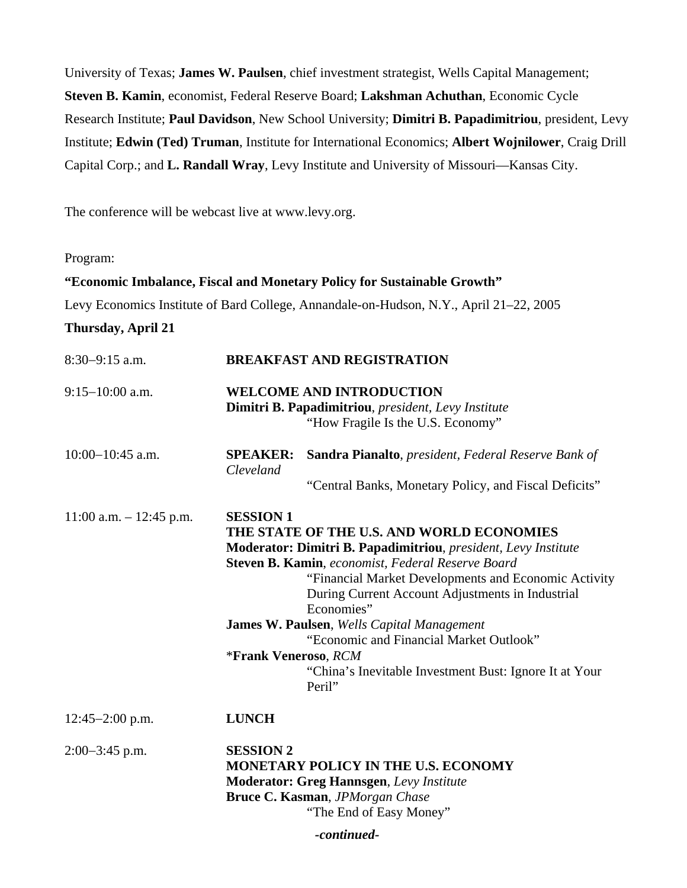University of Texas; **James W. Paulsen**, chief investment strategist, Wells Capital Management; **Steven B. Kamin**, economist, Federal Reserve Board; **Lakshman Achuthan**, Economic Cycle Research Institute; **Paul Davidson**, New School University; **Dimitri B. Papadimitriou**, president, Levy Institute; **Edwin (Ted) Truman**, Institute for International Economics; **Albert Wojnilower**, Craig Drill Capital Corp.; and **L. Randall Wray**, Levy Institute and University of Missouri—Kansas City.

The conference will be webcast live at www.levy.org.

Program:

**"Economic Imbalance, Fiscal and Monetary Policy for Sustainable Growth"**

Levy Economics Institute of Bard College, Annandale-on-Hudson, N.Y., April 21–22, 2005

**Thursday, April 21**

8:30–9:15 a.m. — **BREAKFAST AND REGISTRATION**

9:15–10:00 a.m. — **WELCOME AND INTRODUCTION**
**Dimitri B. Papadimitriou**, *president, Levy Institute*
"How Fragile Is the U.S. Economy"

10:00–10:45 a.m. — **SPEAKER: Sandra Pianalto**, *president, Federal Reserve Bank of Cleveland*
"Central Banks, Monetary Policy, and Fiscal Deficits"

11:00 a.m. – 12:45 p.m. — **SESSION 1**
**THE STATE OF THE U.S. AND WORLD ECONOMIES**
**Moderator: Dimitri B. Papadimitriou**, *president, Levy Institute*
**Steven B. Kamin**, *economist, Federal Reserve Board*
"Financial Market Developments and Economic Activity During Current Account Adjustments in Industrial Economies"
**James W. Paulsen**, *Wells Capital Management*
"Economic and Financial Market Outlook"
\***Frank Veneroso**, *RCM*
"China's Inevitable Investment Bust: Ignore It at Your Peril"

12:45–2:00 p.m. — **LUNCH**

2:00–3:45 p.m. — **SESSION 2**
**MONETARY POLICY IN THE U.S. ECONOMY**
**Moderator: Greg Hannsgen**, *Levy Institute*
**Bruce C. Kasman**, *JPMorgan Chase*
"The End of Easy Money"

***-continued-***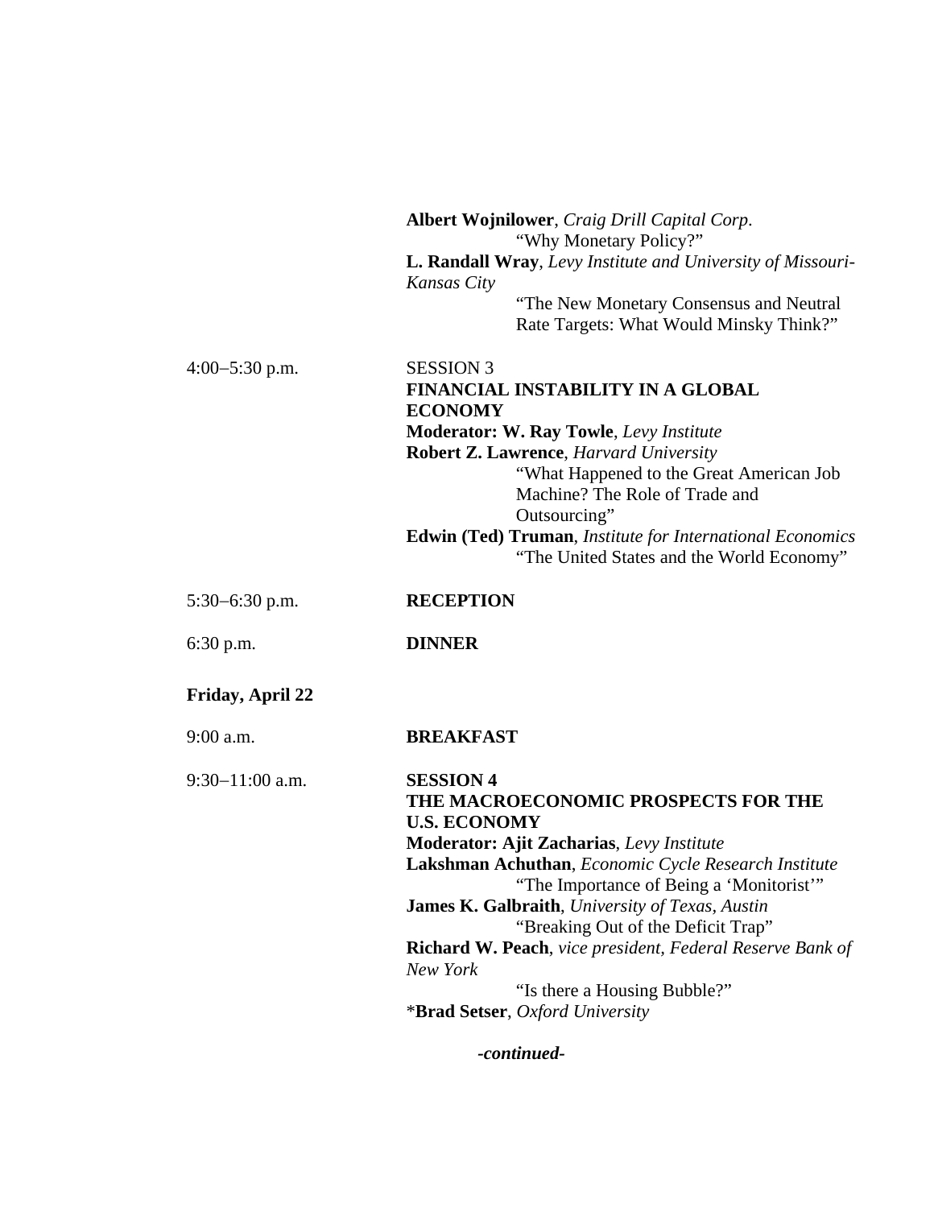**Albert Wojnilower**, *Craig Drill Capital Corp.*
"Why Monetary Policy?"

**L. Randall Wray**, *Levy Institute and University of Missouri-Kansas City*
"The New Monetary Consensus and Neutral Rate Targets: What Would Minsky Think?"

4:00–5:30 p.m.

SESSION 3
**FINANCIAL INSTABILITY IN A GLOBAL ECONOMY**

**Moderator: W. Ray Towle**, *Levy Institute*

**Robert Z. Lawrence**, *Harvard University*
"What Happened to the Great American Job Machine? The Role of Trade and Outsourcing"

**Edwin (Ted) Truman**, *Institute for International Economics*
"The United States and the World Economy"

5:30–6:30 p.m. **RECEPTION**

6:30 p.m. **DINNER**

**Friday, April 22**

9:00 a.m. **BREAKFAST**

9:30–11:00 a.m.

**SESSION 4**
**THE MACROECONOMIC PROSPECTS FOR THE U.S. ECONOMY**

**Moderator: Ajit Zacharias**, *Levy Institute*

**Lakshman Achuthan**, *Economic Cycle Research Institute*
"The Importance of Being a 'Monitorist'"

**James K. Galbraith**, *University of Texas, Austin*
"Breaking Out of the Deficit Trap"

**Richard W. Peach**, *vice president, Federal Reserve Bank of New York*
"Is there a Housing Bubble?"

*​**Brad Setser**, *Oxford University*

***-continued-***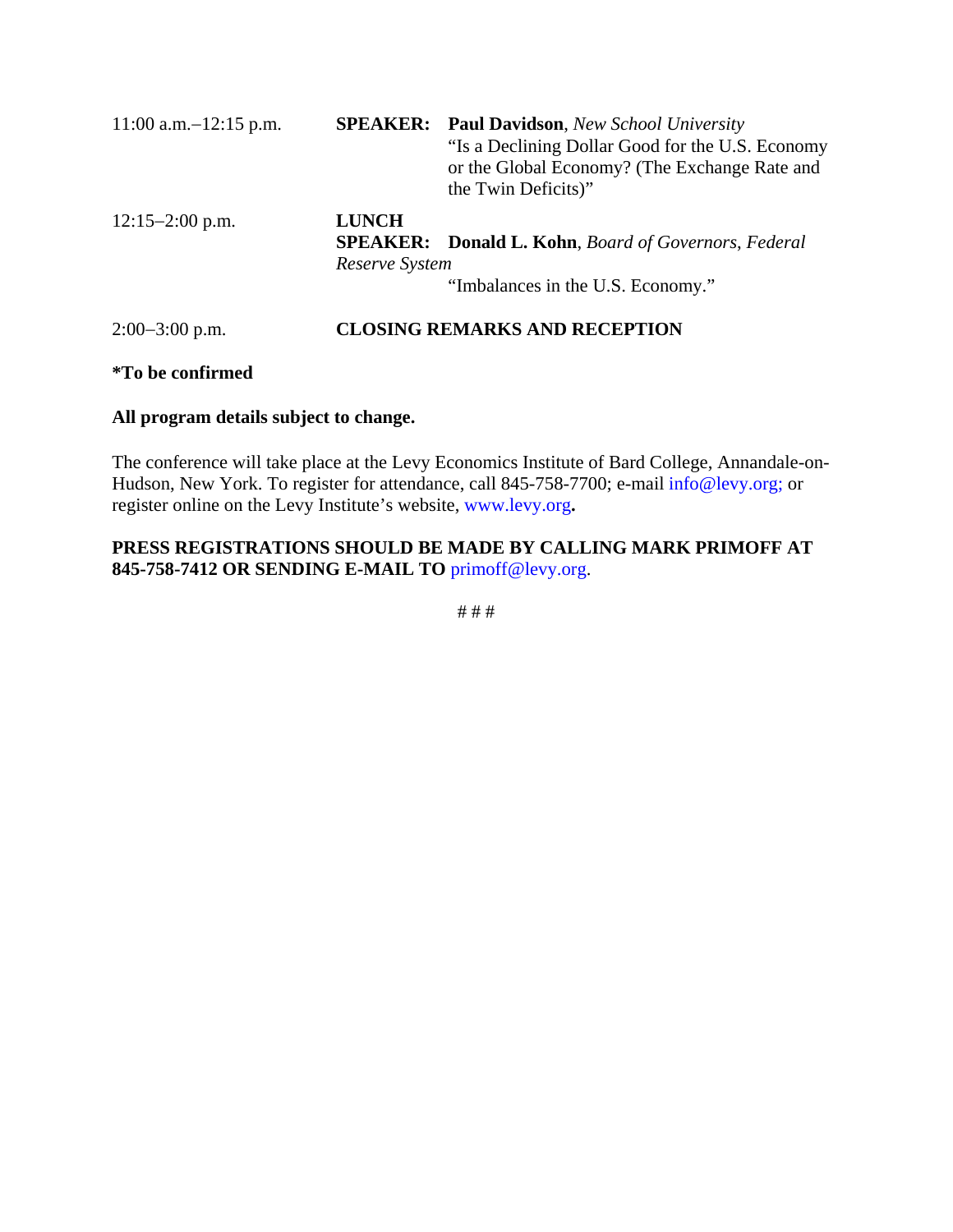11:00 a.m.–12:15 p.m. **SPEAKER:** **Paul Davidson**, *New School University*
"Is a Declining Dollar Good for the U.S. Economy or the Global Economy? (The Exchange Rate and the Twin Deficits)"

12:15–2:00 p.m. **LUNCH**
**SPEAKER:** **Donald L. Kohn**, *Board of Governors*, *Federal Reserve System*
"Imbalances in the U.S. Economy."

2:00–3:00 p.m. **CLOSING REMARKS AND RECEPTION**

**\*To be confirmed**

**All program details subject to change.**

The conference will take place at the Levy Economics Institute of Bard College, Annandale-on-Hudson, New York. To register for attendance, call 845-758-7700; e-mail info@levy.org; or register online on the Levy Institute's website, www.levy.org**.**

**PRESS REGISTRATIONS SHOULD BE MADE BY CALLING MARK PRIMOFF AT 845-758-7412 OR SENDING E-MAIL TO** primoff@levy.org.

# # #